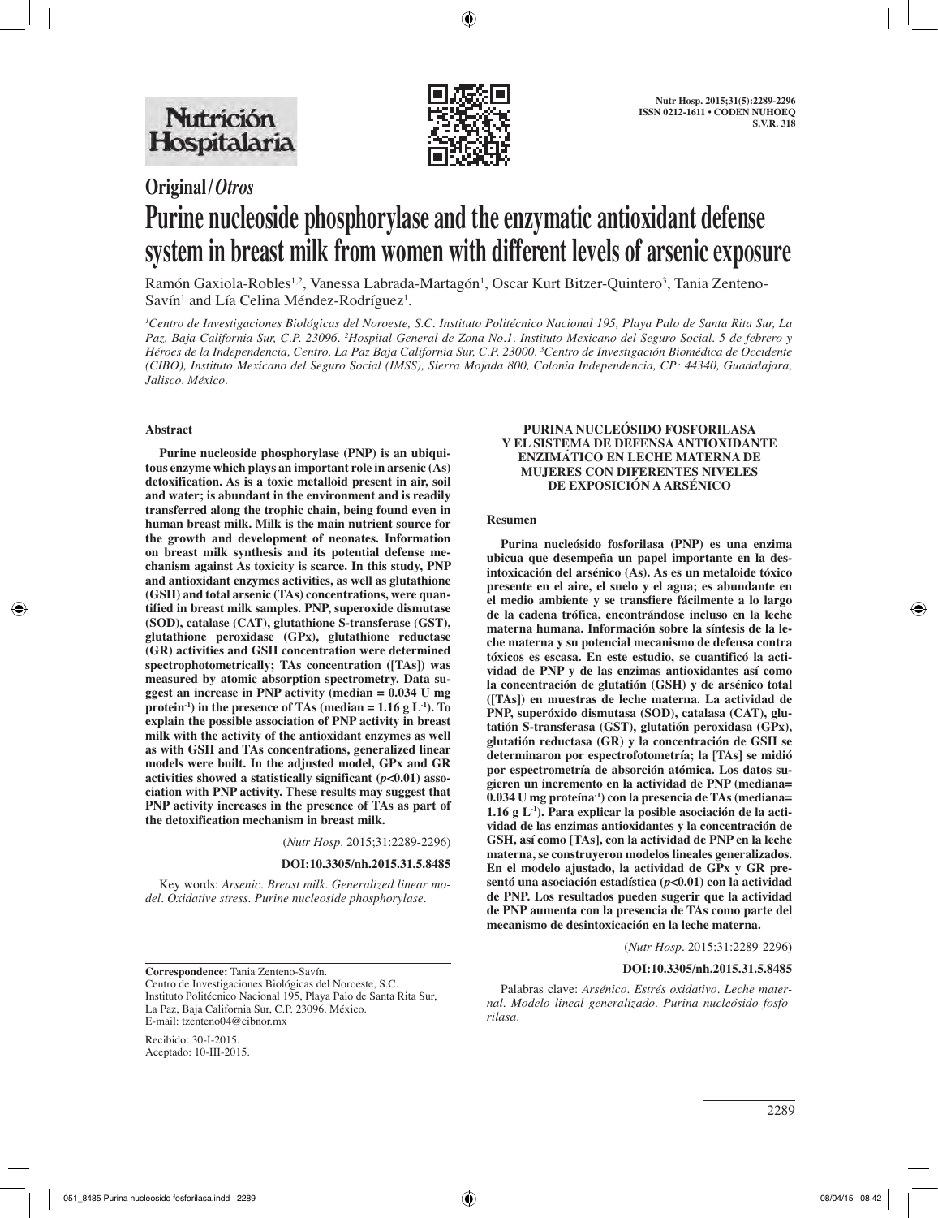**Original/Otros**

# Purine nucleoside phosphorylase and the enzymatic antioxidant defense system in breast milk from women with different levels of arsenic exposure

Ramón Gaxiola-Robles[1,2], Vanessa Labrada-Martagón[1], Oscar Kurt Bitzer-Quintero[3], Tania Zenteno-Savín[1] and Lía Celina Méndez-Rodríguez[1].

[1]Centro de Investigaciones Biológicas del Noroeste, S.C. Instituto Politécnico Nacional 195, Playa Palo de Santa Rita Sur, La Paz, Baja California Sur, C.P. 23096. [2]Hospital General de Zona No.1. Instituto Mexicano del Seguro Social. 5 de febrero y Héroes de la Independencia, Centro, La Paz Baja California Sur, C.P. 23000. [3]Centro de Investigación Biomédica de Occidente (CIBO), Instituto Mexicano del Seguro Social (IMSS), Sierra Mojada 800, Colonia Independencia, CP: 44340, Guadalajara, Jalisco. México.

## Abstract

**Purine nucleoside phosphorylase (PNP) is an ubiquitous enzyme which plays an important role in arsenic (As) detoxification. As is a toxic metalloid present in air, soil and water; is abundant in the environment and is readily transferred along the trophic chain, being found even in human breast milk. Milk is the main nutrient source for the growth and development of neonates. Information on breast milk synthesis and its potential defense mechanism against As toxicity is scarce. In this study, PNP and antioxidant enzymes activities, as well as glutathione (GSH) and total arsenic (TAs) concentrations, were quantified in breast milk samples. PNP, superoxide dismutase (SOD), catalase (CAT), glutathione S-transferase (GST), glutathione peroxidase (GPx), glutathione reductase (GR) activities and GSH concentration were determined spectrophotometrically; TAs concentration ([TAs]) was measured by atomic absorption spectrometry. Data suggest an increase in PNP activity (median = 0.034 U mg protein$^{-1}$) in the presence of TAs (median = 1.16 g L$^{-1}$). To explain the possible association of PNP activity in breast milk with the activity of the antioxidant enzymes as well as with GSH and TAs concentrations, generalized linear models were built. In the adjusted model, GPx and GR activities showed a statistically significant ($p$<0.01) association with PNP activity. These results may suggest that PNP activity increases in the presence of TAs as part of the detoxification mechanism in breast milk.**

(*Nutr Hosp.* 2015;31:2289-2296)

**DOI:10.3305/nh.2015.31.5.8485**

Key words: *Arsenic. Breast milk. Generalized linear model. Oxidative stress. Purine nucleoside phosphorylase.*

### PURINA NUCLEÓSIDO FOSFORILASA Y EL SISTEMA DE DEFENSA ANTIOXIDANTE ENZIMÁTICO EN LECHE MATERNA DE MUJERES CON DIFERENTES NIVELES DE EXPOSICIÓN A ARSÉNICO

## Resumen

**Purina nucleósido fosforilasa (PNP) es una enzima ubicua que desempeña un papel importante en la desintoxicación del arsénico (As). As es un metaloide tóxico presente en el aire, el suelo y el agua; es abundante en el medio ambiente y se transfiere fácilmente a lo largo de la cadena trófica, encontrándose incluso en la leche materna humana. Información sobre la síntesis de la leche materna y su potencial mecanismo de defensa contra tóxicos es escasa. En este estudio, se cuantificó la actividad de PNP y de las enzimas antioxidantes así como la concentración de glutatión (GSH) y de arsénico total ([TAs]) en muestras de leche materna. La actividad de PNP, superóxido dismutasa (SOD), catalasa (CAT), glutatión S-transferasa (GST), glutatión peroxidasa (GPx), glutatión reductasa (GR) y la concentración de GSH se determinaron por espectrofotometría; la [TAs] se midió por espectrometría de absorción atómica. Los datos sugieren un incremento en la actividad de PNP (mediana= 0.034 U mg proteína$^{-1}$) con la presencia de TAs (mediana= 1.16 g L$^{-1}$). Para explicar la posible asociación de la actividad de las enzimas antioxidantes y la concentración de GSH, así como [TAs], con la actividad de PNP en la leche materna, se construyeron modelos lineales generalizados. En el modelo ajustado, la actividad de GPx y GR presentó una asociación estadística ($p$<0.01) con la actividad de PNP. Los resultados pueden sugerir que la actividad de PNP aumenta con la presencia de TAs como parte del mecanismo de desintoxicación en la leche materna.**

(*Nutr Hosp.* 2015;31:2289-2296)

**DOI:10.3305/nh.2015.31.5.8485**

Palabras clave: *Arsénico. Estrés oxidativo. Leche maternal. Modelo lineal generalizado. Purina nucleósido fosforilasa.*

---

**Correspondence:** Tania Zenteno-Savín.
Centro de Investigaciones Biológicas del Noroeste, S.C.
Instituto Politécnico Nacional 195, Playa Palo de Santa Rita Sur,
La Paz, Baja California Sur, C.P. 23096. México.
E-mail: tzenteno04@cibnor.mx

Recibido: 30-I-2015.
Aceptado: 10-III-2015.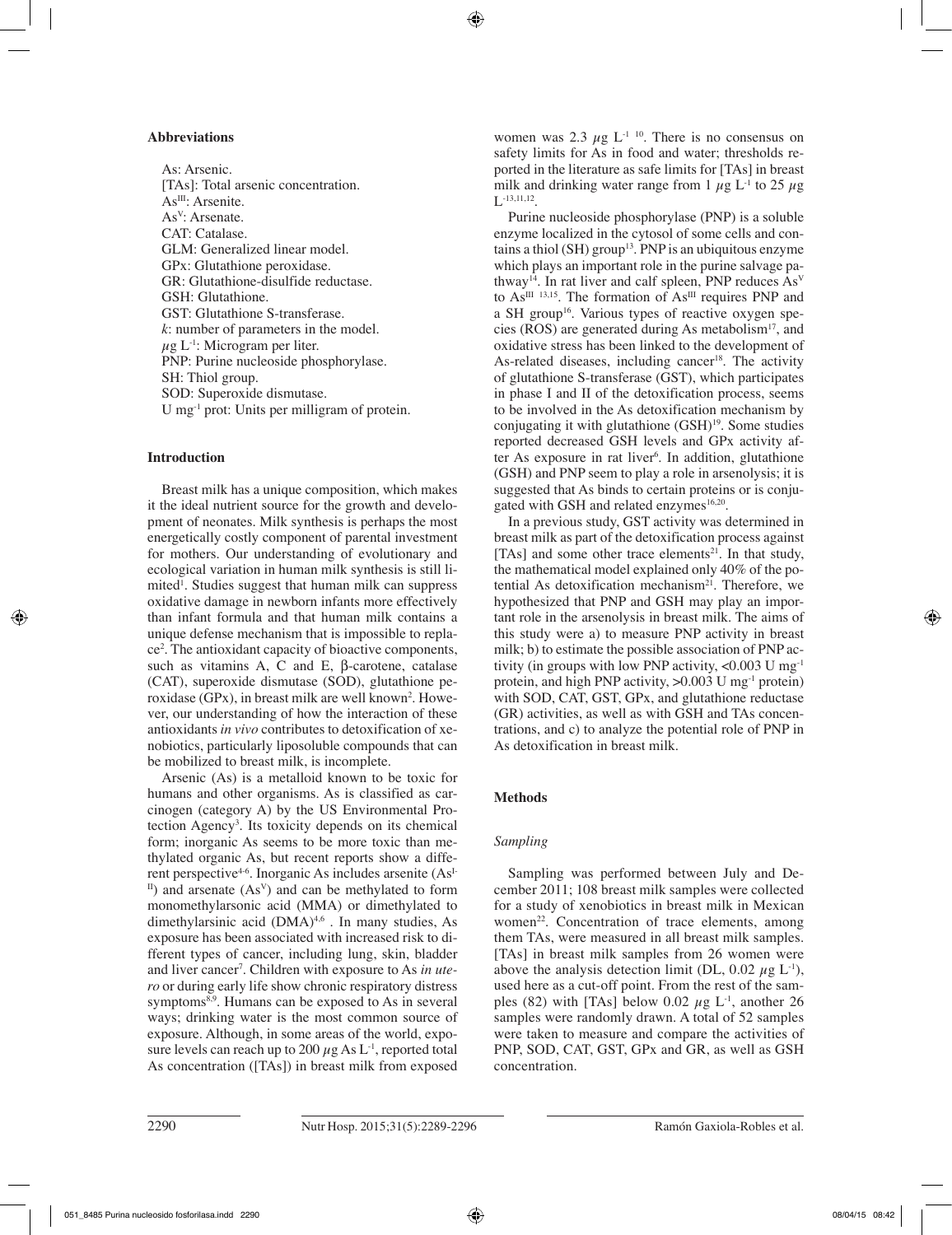### Abbreviations

As: Arsenic.
[TAs]: Total arsenic concentration.
$As^{III}$: Arsenite.
$As^{V}$: Arsenate.
CAT: Catalase.
GLM: Generalized linear model.
GPx: Glutathione peroxidase.
GR: Glutathione-disulfide reductase.
GSH: Glutathione.
GST: Glutathione S-transferase.
*k*: number of parameters in the model.
$\mu g\ L^{-1}$: Microgram per liter.
PNP: Purine nucleoside phosphorylase.
SH: Thiol group.
SOD: Superoxide dismutase.
$U\ mg^{-1}$ prot: Units per milligram of protein.

### Introduction

Breast milk has a unique composition, which makes it the ideal nutrient source for the growth and development of neonates. Milk synthesis is perhaps the most energetically costly component of parental investment for mothers. Our understanding of evolutionary and ecological variation in human milk synthesis is still limited[1]. Studies suggest that human milk can suppress oxidative damage in newborn infants more effectively than infant formula and that human milk contains a unique defense mechanism that is impossible to replace[2]. The antioxidant capacity of bioactive components, such as vitamins A, C and E, β-carotene, catalase (CAT), superoxide dismutase (SOD), glutathione peroxidase (GPx), in breast milk are well known[2]. However, our understanding of how the interaction of these antioxidants *in vivo* contributes to detoxification of xenobiotics, particularly liposoluble compounds that can be mobilized to breast milk, is incomplete.

Arsenic (As) is a metalloid known to be toxic for humans and other organisms. As is classified as carcinogen (category A) by the US Environmental Protection Agency[3]. Its toxicity depends on its chemical form; inorganic As seems to be more toxic than methylated organic As, but recent reports show a different perspective[4-6]. Inorganic As includes arsenite ($As^{III}$) and arsenate ($As^{V}$) and can be methylated to form monomethylarsonic acid (MMA) or dimethylated to dimethylarsinic acid (DMA)[4,6]. In many studies, As exposure has been associated with increased risk to different types of cancer, including lung, skin, bladder and liver cancer[7]. Children with exposure to As *in utero* or during early life show chronic respiratory distress symptoms[8,9]. Humans can be exposed to As in several ways; drinking water is the most common source of exposure. Although, in some areas of the world, exposure levels can reach up to 200 $\mu g$ As $L^{-1}$, reported total As concentration ([TAs]) in breast milk from exposed women was 2.3 $\mu g\ L^{-1}$ [10]. There is no consensus on safety limits for As in food and water; thresholds reported in the literature as safe limits for [TAs] in breast milk and drinking water range from 1 $\mu g\ L^{-1}$ to 25 $\mu g\ L^{-1}$ [13,11,12].

Purine nucleoside phosphorylase (PNP) is a soluble enzyme localized in the cytosol of some cells and contains a thiol (SH) group[13]. PNP is an ubiquitous enzyme which plays an important role in the purine salvage pathway[14]. In rat liver and calf spleen, PNP reduces $As^{V}$ to $As^{III}$ [13,15]. The formation of $As^{III}$ requires PNP and a SH group[16]. Various types of reactive oxygen species (ROS) are generated during As metabolism[17], and oxidative stress has been linked to the development of As-related diseases, including cancer[18]. The activity of glutathione S-transferase (GST), which participates in phase I and II of the detoxification process, seems to be involved in the As detoxification mechanism by conjugating it with glutathione (GSH)[19]. Some studies reported decreased GSH levels and GPx activity after As exposure in rat liver[6]. In addition, glutathione (GSH) and PNP seem to play a role in arsenolysis; it is suggested that As binds to certain proteins or is conjugated with GSH and related enzymes[16,20].

In a previous study, GST activity was determined in breast milk as part of the detoxification process against [TAs] and some other trace elements[21]. In that study, the mathematical model explained only 40% of the potential As detoxification mechanism[21]. Therefore, we hypothesized that PNP and GSH may play an important role in the arsenolysis in breast milk. The aims of this study were a) to measure PNP activity in breast milk; b) to estimate the possible association of PNP activity (in groups with low PNP activity, <0.003 $U\ mg^{-1}$ protein, and high PNP activity, >0.003 $U\ mg^{-1}$ protein) with SOD, CAT, GST, GPx, and glutathione reductase (GR) activities, as well as with GSH and TAs concentrations, and c) to analyze the potential role of PNP in As detoxification in breast milk.

### Methods

#### *Sampling*

Sampling was performed between July and December 2011; 108 breast milk samples were collected for a study of xenobiotics in breast milk in Mexican women[22]. Concentration of trace elements, among them TAs, were measured in all breast milk samples. [TAs] in breast milk samples from 26 women were above the analysis detection limit (DL, 0.02 $\mu g\ L^{-1}$), used here as a cut-off point. From the rest of the samples (82) with [TAs] below 0.02 $\mu g\ L^{-1}$, another 26 samples were randomly drawn. A total of 52 samples were taken to measure and compare the activities of PNP, SOD, CAT, GST, GPx and GR, as well as GSH concentration.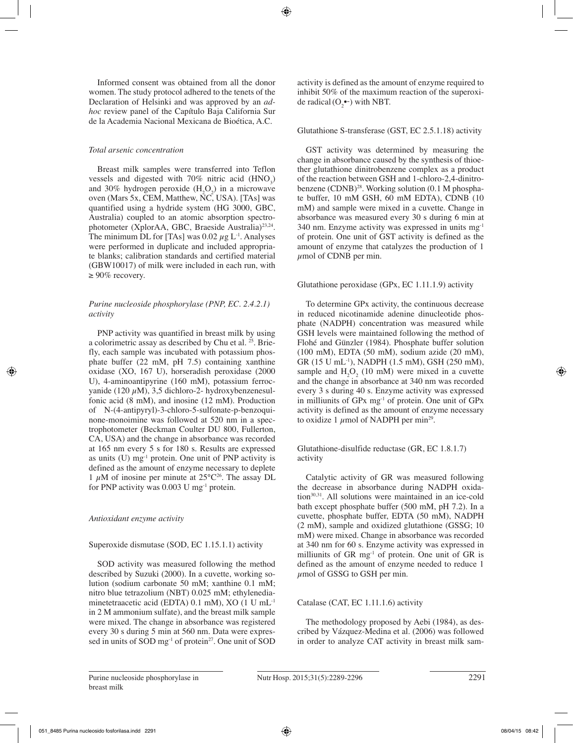Informed consent was obtained from all the donor women. The study protocol adhered to the tenets of the Declaration of Helsinki and was approved by an *ad-hoc* review panel of the Capítulo Baja California Sur de la Academia Nacional Mexicana de Bioética, A.C.

### *Total arsenic concentration*

Breast milk samples were transferred into Teflon vessels and digested with 70% nitric acid ($HNO_3$) and 30% hydrogen peroxide ($H_2O_2$) in a microwave oven (Mars 5x, CEM, Matthew, NC, USA). [TAs] was quantified using a hydride system (HG 3000, GBC, Australia) coupled to an atomic absorption spectrophotometer (XplorAA, GBC, Braeside Australia)[23,24]. The minimum DL for [TAs] was 0.02 $\mu$g L$^{-1}$. Analyses were performed in duplicate and included appropriate blanks; calibration standards and certified material (GBW10017) of milk were included in each run, with ≥ 90% recovery.

### *Purine nucleoside phosphorylase (PNP, EC. 2.4.2.1) activity*

PNP activity was quantified in breast milk by using a colorimetric assay as described by Chu et al. [25]. Briefly, each sample was incubated with potassium phosphate buffer (22 mM, pH 7.5) containing xanthine oxidase (XO, 167 U), horseradish peroxidase (2000 U), 4-aminoantipyrine (160 mM), potassium ferrocyanide (120 $\mu$M), 3,5 dichloro-2- hydroxybenzenesulfonic acid (8 mM), and inosine (12 mM). Production of N-(4-antipyryl)-3-chloro-5-sulfonate-p-benzoquinone-monoimine was followed at 520 nm in a spectrophotometer (Beckman Coulter DU 800, Fullerton, CA, USA) and the change in absorbance was recorded at 165 nm every 5 s for 180 s. Results are expressed as units (U) mg$^{-1}$ protein. One unit of PNP activity is defined as the amount of enzyme necessary to deplete 1 $\mu$M of inosine per minute at 25°C[26]. The assay DL for PNP activity was 0.003 U mg$^{-1}$ protein.

### *Antioxidant enzyme activity*

#### Superoxide dismutase (SOD, EC 1.15.1.1) activity

SOD activity was measured following the method described by Suzuki (2000). In a cuvette, working solution (sodium carbonate 50 mM; xanthine 0.1 mM; nitro blue tetrazolium (NBT) 0.025 mM; ethylenediaminetetraacetic acid (EDTA) 0.1 mM), XO (1 U mL$^{-1}$ in 2 M ammonium sulfate), and the breast milk sample were mixed. The change in absorbance was registered every 30 s during 5 min at 560 nm. Data were expressed in units of SOD mg$^{-1}$ of protein[27]. One unit of SOD activity is defined as the amount of enzyme required to inhibit 50% of the maximum reaction of the superoxide radical ($O_2^{\bullet-}$) with NBT.

#### Glutathione S-transferase (GST, EC 2.5.1.18) activity

GST activity was determined by measuring the change in absorbance caused by the synthesis of thioether glutathione dinitrobenzene complex as a product of the reaction between GSH and 1-chloro-2,4-dinitrobenzene (CDNB)[28]. Working solution (0.1 M phosphate buffer, 10 mM GSH, 60 mM EDTA), CDNB (10 mM) and sample were mixed in a cuvette. Change in absorbance was measured every 30 s during 6 min at 340 nm. Enzyme activity was expressed in units mg$^{-1}$ of protein. One unit of GST activity is defined as the amount of enzyme that catalyzes the production of 1 $\mu$mol of CDNB per min.

#### Glutathione peroxidase (GPx, EC 1.11.1.9) activity

To determine GPx activity, the continuous decrease in reduced nicotinamide adenine dinucleotide phosphate (NADPH) concentration was measured while GSH levels were maintained following the method of Flohé and Günzler (1984). Phosphate buffer solution (100 mM), EDTA (50 mM), sodium azide (20 mM), GR (15 U mL$^{-1}$), NADPH (1.5 mM), GSH (250 mM), sample and $H_2O_2$ (10 mM) were mixed in a cuvette and the change in absorbance at 340 nm was recorded every 3 s during 40 s. Enzyme activity was expressed in milliunits of GPx mg$^{-1}$ of protein. One unit of GPx activity is defined as the amount of enzyme necessary to oxidize 1 $\mu$mol of NADPH per min[29].

#### Glutathione-disulfide reductase (GR, EC 1.8.1.7) activity

Catalytic activity of GR was measured following the decrease in absorbance during NADPH oxidation[30,31]. All solutions were maintained in an ice-cold bath except phosphate buffer (500 mM, pH 7.2). In a cuvette, phosphate buffer, EDTA (50 mM), NADPH (2 mM), sample and oxidized glutathione (GSSG; 10 mM) were mixed. Change in absorbance was recorded at 340 nm for 60 s. Enzyme activity was expressed in milliunits of GR mg$^{-1}$ of protein. One unit of GR is defined as the amount of enzyme needed to reduce 1 $\mu$mol of GSSG to GSH per min.

#### Catalase (CAT, EC 1.11.1.6) activity

The methodology proposed by Aebi (1984), as described by Vázquez-Medina et al. (2006) was followed in order to analyze CAT activity in breast milk sam-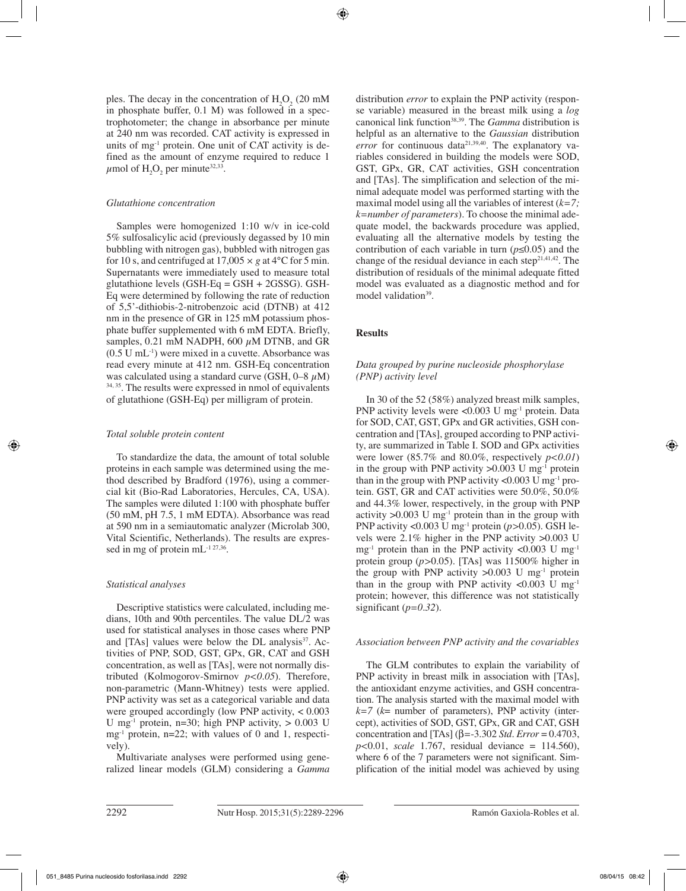ples. The decay in the concentration of $H_2O_2$ (20 mM in phosphate buffer, 0.1 M) was followed in a spectrophotometer; the change in absorbance per minute at 240 nm was recorded. CAT activity is expressed in units of $mg^{-1}$ protein. One unit of CAT activity is defined as the amount of enzyme required to reduce 1 $\mu$mol of $H_2O_2$ per minute[32,33].

### *Glutathione concentration*

Samples were homogenized 1:10 w/v in ice-cold 5% sulfosalicylic acid (previously degassed by 10 min bubbling with nitrogen gas), bubbled with nitrogen gas for 10 s, and centrifuged at $17{,}005 \times g$ at 4°C for 5 min. Supernatants were immediately used to measure total glutathione levels (GSH-Eq = GSH + 2GSSG). GSH-Eq were determined by following the rate of reduction of 5,5'-dithiobis-2-nitrobenzoic acid (DTNB) at 412 nm in the presence of GR in 125 mM potassium phosphate buffer supplemented with 6 mM EDTA. Briefly, samples, 0.21 mM NADPH, 600 $\mu$M DTNB, and GR (0.5 U $mL^{-1}$) were mixed in a cuvette. Absorbance was read every minute at 412 nm. GSH-Eq concentration was calculated using a standard curve (GSH, 0–8 $\mu$M)[34, 35]. The results were expressed in nmol of equivalents of glutathione (GSH-Eq) per milligram of protein.

### *Total soluble protein content*

To standardize the data, the amount of total soluble proteins in each sample was determined using the method described by Bradford (1976), using a commercial kit (Bio-Rad Laboratories, Hercules, CA, USA). The samples were diluted 1:100 with phosphate buffer (50 mM, pH 7.5, 1 mM EDTA). Absorbance was read at 590 nm in a semiautomatic analyzer (Microlab 300, Vital Scientific, Netherlands). The results are expressed in mg of protein $mL^{-1}$[27,36].

### *Statistical analyses*

Descriptive statistics were calculated, including medians, 10th and 90th percentiles. The value DL/2 was used for statistical analyses in those cases where PNP and [TAs] values were below the DL analysis[37]. Activities of PNP, SOD, GST, GPx, GR, CAT and GSH concentration, as well as [TAs], were not normally distributed (Kolmogorov-Smirnov $p<0.05$). Therefore, non-parametric (Mann-Whitney) tests were applied. PNP activity was set as a categorical variable and data were grouped accordingly (low PNP activity, < 0.003 U $mg^{-1}$ protein, n=30; high PNP activity, > 0.003 U $mg^{-1}$ protein, n=22; with values of 0 and 1, respectively).

Multivariate analyses were performed using generalized linear models (GLM) considering a *Gamma* distribution *error* to explain the PNP activity (response variable) measured in the breast milk using a *log* canonical link function[38,39]. The *Gamma* distribution is helpful as an alternative to the *Gaussian* distribution *error* for continuous data[21,39,40]. The explanatory variables considered in building the models were SOD, GST, GPx, GR, CAT activities, GSH concentration and [TAs]. The simplification and selection of the minimal adequate model was performed starting with the maximal model using all the variables of interest (*k=7; k=number of parameters*). To choose the minimal adequate model, the backwards procedure was applied, evaluating all the alternative models by testing the contribution of each variable in turn ($p\leq0.05$) and the change of the residual deviance in each step[21,41,42]. The distribution of residuals of the minimal adequate fitted model was evaluated as a diagnostic method and for model validation[39].

## **Results**

### *Data grouped by purine nucleoside phosphorylase (PNP) activity level*

In 30 of the 52 (58%) analyzed breast milk samples, PNP activity levels were <0.003 U $mg^{-1}$ protein. Data for SOD, CAT, GST, GPx and GR activities, GSH concentration and [TAs], grouped according to PNP activity, are summarized in Table I. SOD and GPx activities were lower (85.7% and 80.0%, respectively $p<0.01$) in the group with PNP activity >0.003 U $mg^{-1}$ protein than in the group with PNP activity <0.003 U $mg^{-1}$ protein. GST, GR and CAT activities were 50.0%, 50.0% and 44.3% lower, respectively, in the group with PNP activity >0.003 U $mg^{-1}$ protein than in the group with PNP activity <0.003 U $mg^{-1}$ protein ($p>0.05$). GSH levels were 2.1% higher in the PNP activity >0.003 U $mg^{-1}$ protein than in the PNP activity <0.003 U $mg^{-1}$ protein group ($p>0.05$). [TAs] was 11500% higher in the group with PNP activity >0.003 U $mg^{-1}$ protein than in the group with PNP activity <0.003 U $mg^{-1}$ protein; however, this difference was not statistically significant ($p=0.32$).

### *Association between PNP activity and the covariables*

The GLM contributes to explain the variability of PNP activity in breast milk in association with [TAs], the antioxidant enzyme activities, and GSH concentration. The analysis started with the maximal model with $k=7$ ($k$= number of parameters), PNP activity (intercept), activities of SOD, GST, GPx, GR and CAT, GSH concentration and [TAs] ($\beta$=-3.302 *Std. Error* = 0.4703, $p<0.01$, *scale* 1.767, residual deviance = 114.560), where 6 of the 7 parameters were not significant. Simplification of the initial model was achieved by using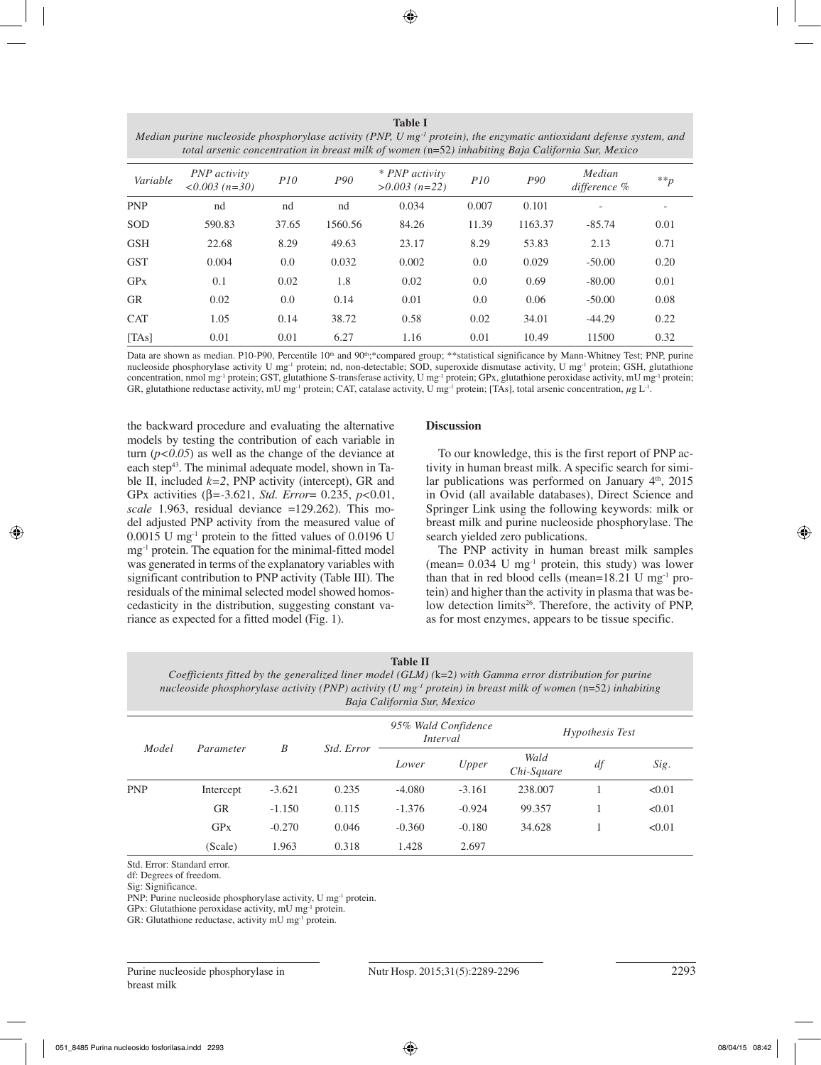**Table I**
*Median purine nucleoside phosphorylase activity (PNP, U mg$^{-1}$ protein), the enzymatic antioxidant defense system, and total arsenic concentration in breast milk of women (n=52) inhabiting Baja California Sur, Mexico*

| Variable | PNP activity <0.003 (n=30) | P10 | P90 | * PNP activity >0.003 (n=22) | P10 | P90 | Median difference % | **p |
|---|---|---|---|---|---|---|---|---|
| PNP | nd | nd | nd | 0.034 | 0.007 | 0.101 | - | - |
| SOD | 590.83 | 37.65 | 1560.56 | 84.26 | 11.39 | 1163.37 | -85.74 | 0.01 |
| GSH | 22.68 | 8.29 | 49.63 | 23.17 | 8.29 | 53.83 | 2.13 | 0.71 |
| GST | 0.004 | 0.0 | 0.032 | 0.002 | 0.0 | 0.029 | -50.00 | 0.20 |
| GPx | 0.1 | 0.02 | 1.8 | 0.02 | 0.0 | 0.69 | -80.00 | 0.01 |
| GR | 0.02 | 0.0 | 0.14 | 0.01 | 0.0 | 0.06 | -50.00 | 0.08 |
| CAT | 1.05 | 0.14 | 38.72 | 0.58 | 0.02 | 34.01 | -44.29 | 0.22 |
| [TAs] | 0.01 | 0.01 | 6.27 | 1.16 | 0.01 | 10.49 | 11500 | 0.32 |

Data are shown as median. P10-P90, Percentile 10th and 90th;*compared group; **statistical significance by Mann-Whitney Test; PNP, purine nucleoside phosphorylase activity U mg$^{-1}$ protein; nd, non-detectable; SOD, superoxide dismutase activity, U mg$^{-1}$ protein; GSH, glutathione concentration, nmol mg$^{-1}$ protein; GST, glutathione S-transferase activity, U mg$^{-1}$ protein; GPx, glutathione peroxidase activity, mU mg$^{-1}$ protein; GR, glutathione reductase activity, mU mg$^{-1}$ protein; CAT, catalase activity, U mg$^{-1}$ protein; [TAs], total arsenic concentration, $\mu$g L$^{-1}$.

the backward procedure and evaluating the alternative models by testing the contribution of each variable in turn ($p<0.05$) as well as the change of the deviance at each step[43]. The minimal adequate model, shown in Table II, included $k=2$, PNP activity (intercept), GR and GPx activities ($\beta$=-3.621, *Std. Error*= 0.235, $p$<0.01, *scale* 1.963, residual deviance =129.262). This model adjusted PNP activity from the measured value of 0.0015 U mg$^{-1}$ protein to the fitted values of 0.0196 U mg$^{-1}$ protein. The equation for the minimal-fitted model was generated in terms of the explanatory variables with significant contribution to PNP activity (Table III). The residuals of the minimal selected model showed homoscedasticity in the distribution, suggesting constant variance as expected for a fitted model (Fig. 1).

## Discussion

To our knowledge, this is the first report of PNP activity in human breast milk. A specific search for similar publications was performed on January 4th, 2015 in Ovid (all available databases), Direct Science and Springer Link using the following keywords: milk or breast milk and purine nucleoside phosphorylase. The search yielded zero publications.

The PNP activity in human breast milk samples (mean= 0.034 U mg$^{-1}$ protein, this study) was lower than that in red blood cells (mean=18.21 U mg$^{-1}$ protein) and higher than the activity in plasma that was below detection limits[26]. Therefore, the activity of PNP, as for most enzymes, appears to be tissue specific.

**Table II**
*Coefficients fitted by the generalized liner model (GLM) (k=2) with Gamma error distribution for purine nucleoside phosphorylase activity (PNP) activity (U mg$^{-1}$ protein) in breast milk of women (n=52) inhabiting Baja California Sur, Mexico*

| Model | Parameter | B | Std. Error | 95% Wald Confidence Interval | | Hypothesis Test | | |
|---|---|---|---|---|---|---|---|---|
| | | | | Lower | Upper | Wald Chi-Square | df | Sig. |
| PNP | Intercept | -3.621 | 0.235 | -4.080 | -3.161 | 238.007 | 1 | <0.01 |
| | GR | -1.150 | 0.115 | -1.376 | -0.924 | 99.357 | 1 | <0.01 |
| | GPx | -0.270 | 0.046 | -0.360 | -0.180 | 34.628 | 1 | <0.01 |
| | (Scale) | 1.963 | 0.318 | 1.428 | 2.697 | | | |

Std. Error: Standard error.
df: Degrees of freedom.
Sig: Significance.
PNP: Purine nucleoside phosphorylase activity, U mg$^{-1}$ protein.
GPx: Glutathione peroxidase activity, mU mg$^{-1}$ protein.
GR: Glutathione reductase, activity mU mg$^{-1}$ protein.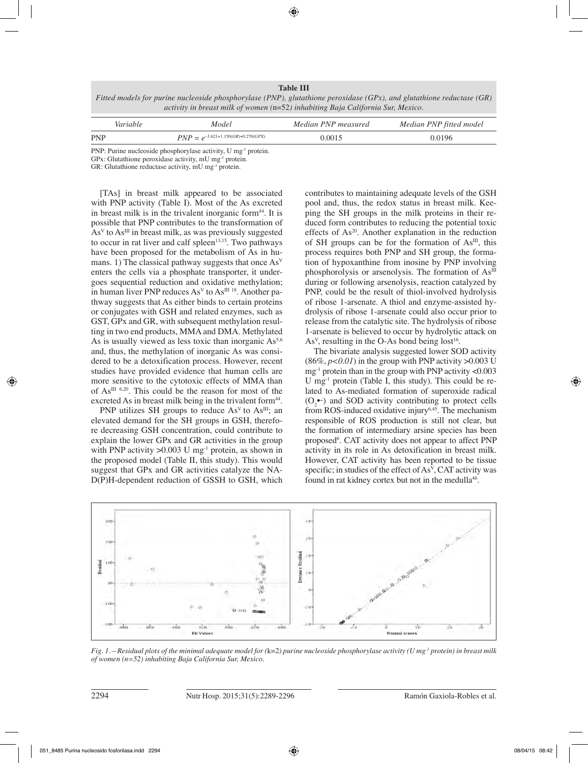**Table III**
*Fitted models for purine nucleoside phosphorylase (PNP), glutathione peroxidase (GPx), and glutathione reductase (GR) activity in breast milk of women (n=52) inhabiting Baja California Sur, Mexico.*

| Variable | Model | Median PNP measured | Median PNP fitted model |
|---|---|---|---|
| PNP | $PNP = e^{-3.621+1.150(GR)+0.270(GPX)}$ | 0.0015 | 0.0196 |

PNP: Purine nucleoside phosphorylase activity, U $mg^{-1}$ protein.
GPx: Glutathione peroxidase activity, mU $mg^{-1}$ protein.
GR: Glutathione reductase activity, mU $mg^{-1}$ protein.

[TAs] in breast milk appeared to be associated with PNP activity (Table I). Most of the As excreted in breast milk is in the trivalent inorganic form[44]. It is possible that PNP contributes to the transformation of $As^{V}$ to $As^{III}$ in breast milk, as was previously suggested to occur in rat liver and calf spleen[13,15]. Two pathways have been proposed for the metabolism of As in humans. 1) The classical pathway suggests that once $As^{V}$ enters the cells via a phosphate transporter, it undergoes sequential reduction and oxidative methylation; in human liver PNP reduces $As^{V}$ to $As^{III}$ [18]. Another pathway suggests that As either binds to certain proteins or conjugates with GSH and related enzymes, such as GST, GPx and GR, with subsequent methylation resulting in two end products, MMA and DMA. Methylated As is usually viewed as less toxic than inorganic As[5,6] and, thus, the methylation of inorganic As was considered to be a detoxification process. However, recent studies have provided evidence that human cells are more sensitive to the cytotoxic effects of MMA than of $As^{III}$ [6,20]. This could be the reason for most of the excreted As in breast milk being in the trivalent form[44].

PNP utilizes SH groups to reduce $As^{V}$ to $As^{III}$; an elevated demand for the SH groups in GSH, therefore decreasing GSH concentration, could contribute to explain the lower GPx and GR activities in the group with PNP activity >0.003 U $mg^{-1}$ protein, as shown in the proposed model (Table II, this study). This would suggest that GPx and GR activities catalyze the NAD(P)H-dependent reduction of GSSH to GSH, which contributes to maintaining adequate levels of the GSH pool and, thus, the redox status in breast milk. Keeping the SH groups in the milk proteins in their reduced form contributes to reducing the potential toxic effects of As[20]. Another explanation in the reduction of SH groups can be for the formation of $As^{III}$, this process requires both PNP and SH group, the formation of hypoxanthine from inosine by PNP involving phosphorolysis or arsenolysis. The formation of $As^{III}$ during or following arsenolysis, reaction catalyzed by PNP, could be the result of thiol-involved hydrolysis of ribose 1-arsenate. A thiol and enzyme-assisted hydrolysis of ribose 1-arsenate could also occur prior to release from the catalytic site. The hydrolysis of ribose 1-arsenate is believed to occur by hydrolytic attack on $As^{V}$, resulting in the O-As bond being lost[16].

The bivariate analysis suggested lower SOD activity (86%, $p<0.01$) in the group with PNP activity >0.003 U $mg^{-1}$ protein than in the group with PNP activity <0.003 U $mg^{-1}$ protein (Table I, this study). This could be related to As-mediated formation of superoxide radical ($O_2^{\bullet-}$) and SOD activity contributing to protect cells from ROS-induced oxidative injury[6,45]. The mechanism responsible of ROS production is still not clear, but the formation of intermediary arsine species has been proposed[6]. CAT activity does not appear to affect PNP activity in its role in As detoxification in breast milk. However, CAT activity has been reported to be tissue specific; in studies of the effect of $As^{V}$, CAT activity was found in rat kidney cortex but not in the medulla[46].

*Fig. 1.—Residual plots of the minimal adequate model for (k=2) purine nucleoside phosphorylase activity (U $mg^{-1}$ protein) in breast milk of women (n=52) inhabiting Baja California Sur, Mexico.*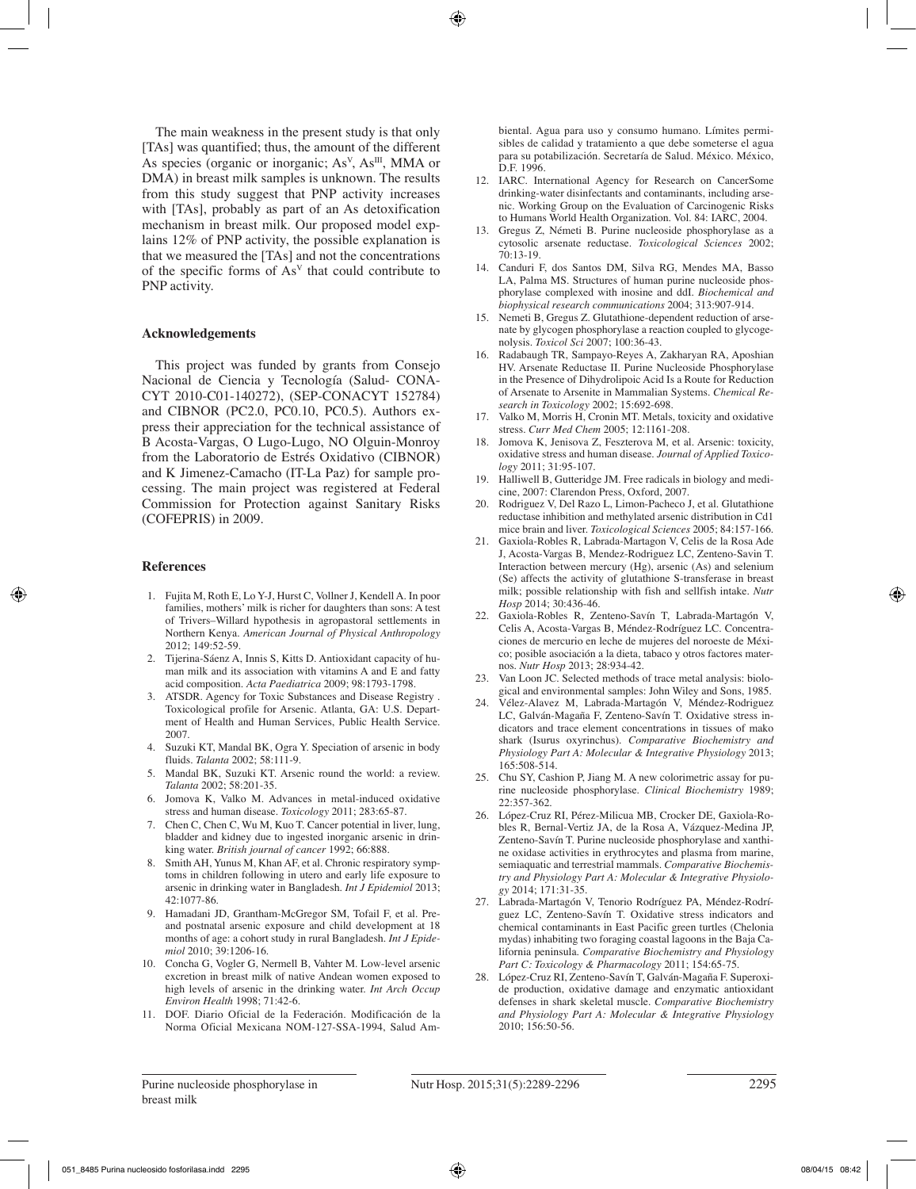The main weakness in the present study is that only [TAs] was quantified; thus, the amount of the different As species (organic or inorganic; $As^{V}$, $As^{III}$, MMA or DMA) in breast milk samples is unknown. The results from this study suggest that PNP activity increases with [TAs], probably as part of an As detoxification mechanism in breast milk. Our proposed model explains 12% of PNP activity, the possible explanation is that we measured the [TAs] and not the concentrations of the specific forms of $As^{V}$ that could contribute to PNP activity.

### Acknowledgements

This project was funded by grants from Consejo Nacional de Ciencia y Tecnología (Salud- CONACYT 2010-C01-140272), (SEP-CONACYT 152784) and CIBNOR (PC2.0, PC0.10, PC0.5). Authors express their appreciation for the technical assistance of B Acosta-Vargas, O Lugo-Lugo, NO Olguin-Monroy from the Laboratorio de Estrés Oxidativo (CIBNOR) and K Jimenez-Camacho (IT-La Paz) for sample processing. The main project was registered at Federal Commission for Protection against Sanitary Risks (COFEPRIS) in 2009.

### References

1. Fujita M, Roth E, Lo Y-J, Hurst C, Vollner J, Kendell A. In poor families, mothers' milk is richer for daughters than sons: A test of Trivers–Willard hypothesis in agropastoral settlements in Northern Kenya. *American Journal of Physical Anthropology* 2012; 149:52-59.
2. Tijerina-Sáenz A, Innis S, Kitts D. Antioxidant capacity of human milk and its association with vitamins A and E and fatty acid composition. *Acta Paediatrica* 2009; 98:1793-1798.
3. ATSDR. Agency for Toxic Substances and Disease Registry . Toxicological profile for Arsenic. Atlanta, GA: U.S. Department of Health and Human Services, Public Health Service. 2007.
4. Suzuki KT, Mandal BK, Ogra Y. Speciation of arsenic in body fluids. *Talanta* 2002; 58:111-9.
5. Mandal BK, Suzuki KT. Arsenic round the world: a review. *Talanta* 2002; 58:201-35.
6. Jomova K, Valko M. Advances in metal-induced oxidative stress and human disease. *Toxicology* 2011; 283:65-87.
7. Chen C, Chen C, Wu M, Kuo T. Cancer potential in liver, lung, bladder and kidney due to ingested inorganic arsenic in drinking water. *British journal of cancer* 1992; 66:888.
8. Smith AH, Yunus M, Khan AF, et al. Chronic respiratory symptoms in children following in utero and early life exposure to arsenic in drinking water in Bangladesh. *Int J Epidemiol* 2013; 42:1077-86.
9. Hamadani JD, Grantham-McGregor SM, Tofail F, et al. Pre- and postnatal arsenic exposure and child development at 18 months of age: a cohort study in rural Bangladesh. *Int J Epidemiol* 2010; 39:1206-16.
10. Concha G, Vogler G, Nermell B, Vahter M. Low-level arsenic excretion in breast milk of native Andean women exposed to high levels of arsenic in the drinking water. *Int Arch Occup Environ Health* 1998; 71:42-6.
11. DOF. Diario Oficial de la Federación. Modificación de la Norma Oficial Mexicana NOM-127-SSA-1994, Salud Ambiental. Agua para uso y consumo humano. Límites permisibles de calidad y tratamiento a que debe someterse el agua para su potabilización. Secretaría de Salud. México. México, D.F. 1996.
12. IARC. International Agency for Research on CancerSome drinking-water disinfectants and contaminants, including arsenic. Working Group on the Evaluation of Carcinogenic Risks to Humans World Health Organization. Vol. 84: IARC, 2004.
13. Gregus Z, Németi B. Purine nucleoside phosphorylase as a cytosolic arsenate reductase. *Toxicological Sciences* 2002; 70:13-19.
14. Canduri F, dos Santos DM, Silva RG, Mendes MA, Basso LA, Palma MS. Structures of human purine nucleoside phosphorylase complexed with inosine and ddI. *Biochemical and biophysical research communications* 2004; 313:907-914.
15. Nemeti B, Gregus Z. Glutathione-dependent reduction of arsenate by glycogen phosphorylase a reaction coupled to glycogenolysis. *Toxicol Sci* 2007; 100:36-43.
16. Radabaugh TR, Sampayo-Reyes A, Zakharyan RA, Aposhian HV. Arsenate Reductase II. Purine Nucleoside Phosphorylase in the Presence of Dihydrolipoic Acid Is a Route for Reduction of Arsenate to Arsenite in Mammalian Systems. *Chemical Research in Toxicology* 2002; 15:692-698.
17. Valko M, Morris H, Cronin MT. Metals, toxicity and oxidative stress. *Curr Med Chem* 2005; 12:1161-208.
18. Jomova K, Jenisova Z, Feszterova M, et al. Arsenic: toxicity, oxidative stress and human disease. *Journal of Applied Toxicology* 2011; 31:95-107.
19. Halliwell B, Gutteridge JM. Free radicals in biology and medicine, 2007: Clarendon Press, Oxford, 2007.
20. Rodriguez V, Del Razo L, Limon-Pacheco J, et al. Glutathione reductase inhibition and methylated arsenic distribution in Cd1 mice brain and liver. *Toxicological Sciences* 2005; 84:157-166.
21. Gaxiola-Robles R, Labrada-Martagon V, Celis de la Rosa Ade J, Acosta-Vargas B, Mendez-Rodriguez LC, Zenteno-Savin T. Interaction between mercury (Hg), arsenic (As) and selenium (Se) affects the activity of glutathione S-transferase in breast milk; possible relationship with fish and sellfish intake. *Nutr Hosp* 2014; 30:436-46.
22. Gaxiola-Robles R, Zenteno-Savín T, Labrada-Martagón V, Celis A, Acosta-Vargas B, Méndez-Rodríguez LC. Concentraciones de mercurio en leche de mujeres del noroeste de México; posible asociación a la dieta, tabaco y otros factores maternos. *Nutr Hosp* 2013; 28:934-42.
23. Van Loon JC. Selected methods of trace metal analysis: biological and environmental samples: John Wiley and Sons, 1985.
24. Vélez-Alavez M, Labrada-Martagón V, Méndez-Rodriguez LC, Galván-Magaña F, Zenteno-Savín T. Oxidative stress indicators and trace element concentrations in tissues of mako shark (Isurus oxyrinchus). *Comparative Biochemistry and Physiology Part A: Molecular & Integrative Physiology* 2013; 165:508-514.
25. Chu SY, Cashion P, Jiang M. A new colorimetric assay for purine nucleoside phosphorylase. *Clinical Biochemistry* 1989; 22:357-362.
26. López-Cruz RI, Pérez-Milicua MB, Crocker DE, Gaxiola-Robles R, Bernal-Vertiz JA, de la Rosa A, Vázquez-Medina JP, Zenteno-Savín T. Purine nucleoside phosphorylase and xanthine oxidase activities in erythrocytes and plasma from marine, semiaquatic and terrestrial mammals. *Comparative Biochemistry and Physiology Part A: Molecular & Integrative Physiology* 2014; 171:31-35.
27. Labrada-Martagón V, Tenorio Rodríguez PA, Méndez-Rodríguez LC, Zenteno-Savín T. Oxidative stress indicators and chemical contaminants in East Pacific green turtles (Chelonia mydas) inhabiting two foraging coastal lagoons in the Baja California peninsula. *Comparative Biochemistry and Physiology Part C: Toxicology & Pharmacology* 2011; 154:65-75.
28. López-Cruz RI, Zenteno-Savín T, Galván-Magaña F. Superoxide production, oxidative damage and enzymatic antioxidant defenses in shark skeletal muscle. *Comparative Biochemistry and Physiology Part A: Molecular & Integrative Physiology* 2010; 156:50-56.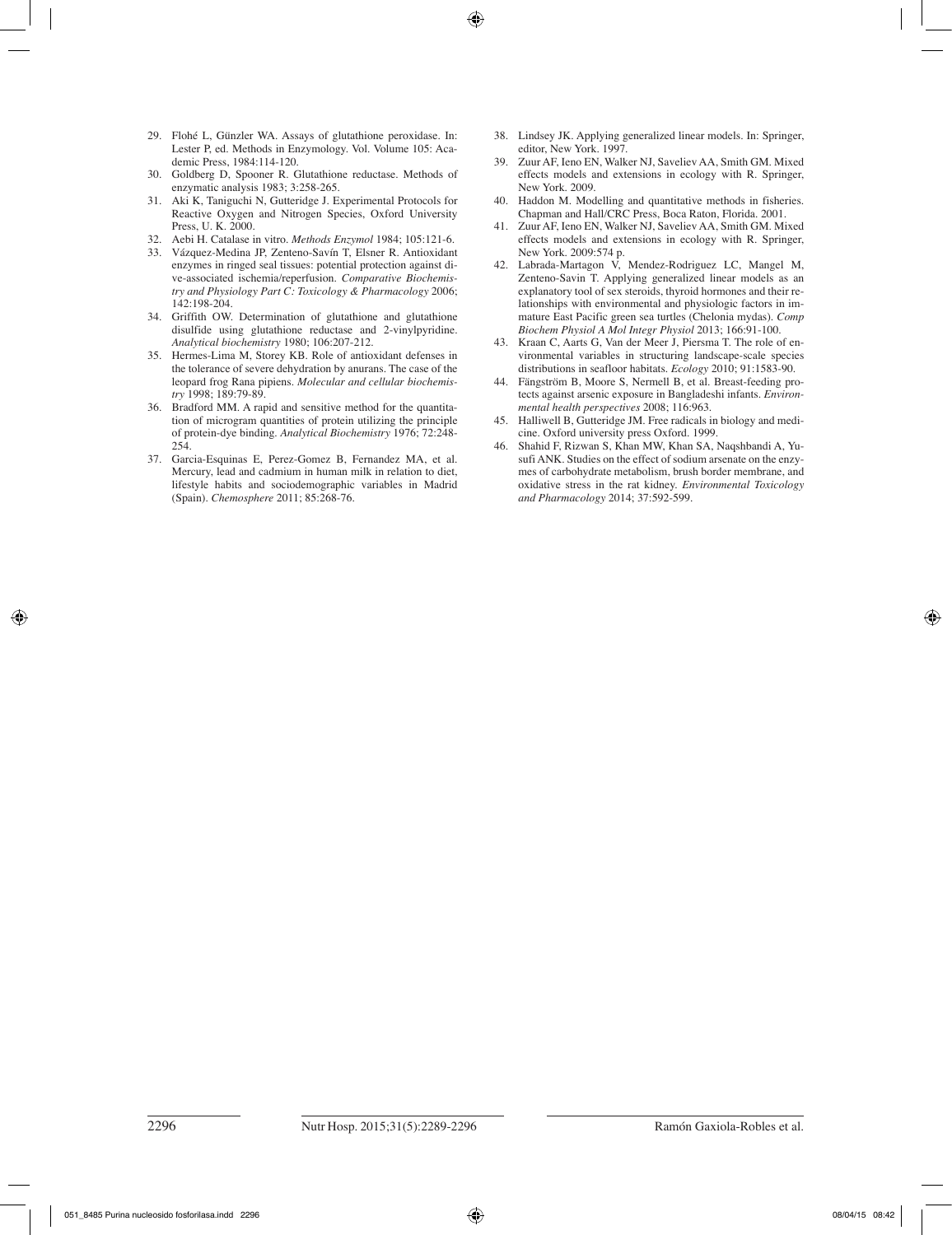29. Flohé L, Günzler WA. Assays of glutathione peroxidase. In: Lester P, ed. Methods in Enzymology. Vol. Volume 105: Academic Press, 1984:114-120.
30. Goldberg D, Spooner R. Glutathione reductase. Methods of enzymatic analysis 1983; 3:258-265.
31. Aki K, Taniguchi N, Gutteridge J. Experimental Protocols for Reactive Oxygen and Nitrogen Species, Oxford University Press, U. K. 2000.
32. Aebi H. Catalase in vitro. *Methods Enzymol* 1984; 105:121-6.
33. Vázquez-Medina JP, Zenteno-Savín T, Elsner R. Antioxidant enzymes in ringed seal tissues: potential protection against dive-associated ischemia/reperfusion. *Comparative Biochemistry and Physiology Part C: Toxicology & Pharmacology* 2006; 142:198-204.
34. Griffith OW. Determination of glutathione and glutathione disulfide using glutathione reductase and 2-vinylpyridine. *Analytical biochemistry* 1980; 106:207-212.
35. Hermes-Lima M, Storey KB. Role of antioxidant defenses in the tolerance of severe dehydration by anurans. The case of the leopard frog Rana pipiens. *Molecular and cellular biochemistry* 1998; 189:79-89.
36. Bradford MM. A rapid and sensitive method for the quantitation of microgram quantities of protein utilizing the principle of protein-dye binding. *Analytical Biochemistry* 1976; 72:248-254.
37. Garcia-Esquinas E, Perez-Gomez B, Fernandez MA, et al. Mercury, lead and cadmium in human milk in relation to diet, lifestyle habits and sociodemographic variables in Madrid (Spain). *Chemosphere* 2011; 85:268-76.
38. Lindsey JK. Applying generalized linear models. In: Springer, editor, New York. 1997.
39. Zuur AF, Ieno EN, Walker NJ, Saveliev AA, Smith GM. Mixed effects models and extensions in ecology with R. Springer, New York. 2009.
40. Haddon M. Modelling and quantitative methods in fisheries. Chapman and Hall/CRC Press, Boca Raton, Florida. 2001.
41. Zuur AF, Ieno EN, Walker NJ, Saveliev AA, Smith GM. Mixed effects models and extensions in ecology with R. Springer, New York. 2009:574 p.
42. Labrada-Martagon V, Mendez-Rodriguez LC, Mangel M, Zenteno-Savin T. Applying generalized linear models as an explanatory tool of sex steroids, thyroid hormones and their relationships with environmental and physiologic factors in immature East Pacific green sea turtles (Chelonia mydas). *Comp Biochem Physiol A Mol Integr Physiol* 2013; 166:91-100.
43. Kraan C, Aarts G, Van der Meer J, Piersma T. The role of environmental variables in structuring landscape-scale species distributions in seafloor habitats. *Ecology* 2010; 91:1583-90.
44. Fängström B, Moore S, Nermell B, et al. Breast-feeding protects against arsenic exposure in Bangladeshi infants. *Environmental health perspectives* 2008; 116:963.
45. Halliwell B, Gutteridge JM. Free radicals in biology and medicine. Oxford university press Oxford. 1999.
46. Shahid F, Rizwan S, Khan MW, Khan SA, Naqshbandi A, Yusufi ANK. Studies on the effect of sodium arsenate on the enzymes of carbohydrate metabolism, brush border membrane, and oxidative stress in the rat kidney. *Environmental Toxicology and Pharmacology* 2014; 37:592-599.